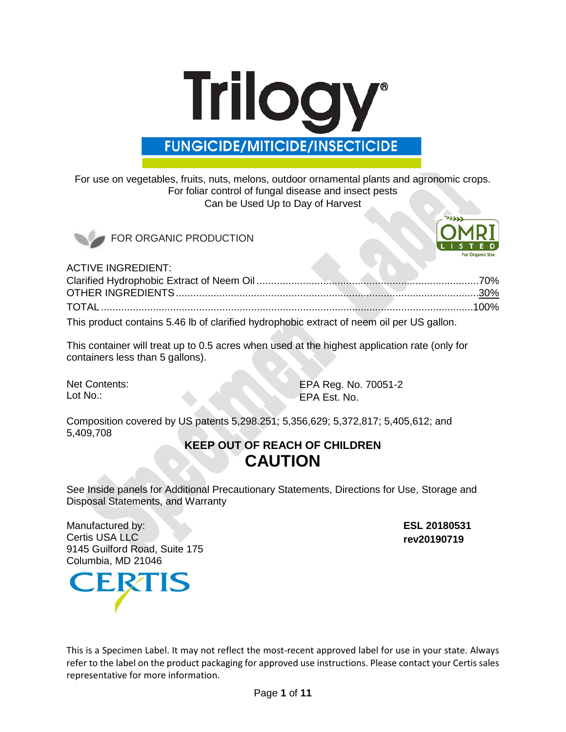# Trilogy®

## FUNGICIDE/MITICIDE/INSECTICIDE

For use on vegetables, fruits, nuts, melons, outdoor ornamental plants and agronomic crops.
For foliar control of fungal disease and insect pests
Can be Used Up to Day of Harvest

FOR ORGANIC PRODUCTION

OMRI LISTED For Organic Use

| ACTIVE INGREDIENT: | |
|---|---|
| Clarified Hydrophobic Extract of Neem Oil | 70% |
| OTHER INGREDIENTS | 30% |
| TOTAL | 100% |

This product contains 5.46 lb of clarified hydrophobic extract of neem oil per US gallon.

This container will treat up to 0.5 acres when used at the highest application rate (only for containers less than 5 gallons).

Net Contents:
Lot No.:

EPA Reg. No. 70051-2
EPA Est. No.

Composition covered by US patents 5,298.251; 5,356,629; 5,372,817; 5,405,612; and 5,409,708

**KEEP OUT OF REACH OF CHILDREN**

# CAUTION

See Inside panels for Additional Precautionary Statements, Directions for Use, Storage and Disposal Statements, and Warranty

Manufactured by:
Certis USA LLC
9145 Guilford Road, Suite 175
Columbia, MD 21046

**ESL 20180531**
**rev20190719**

CERTIS

This is a Specimen Label. It may not reflect the most-recent approved label for use in your state. Always refer to the label on the product packaging for approved use instructions. Please contact your Certis sales representative for more information.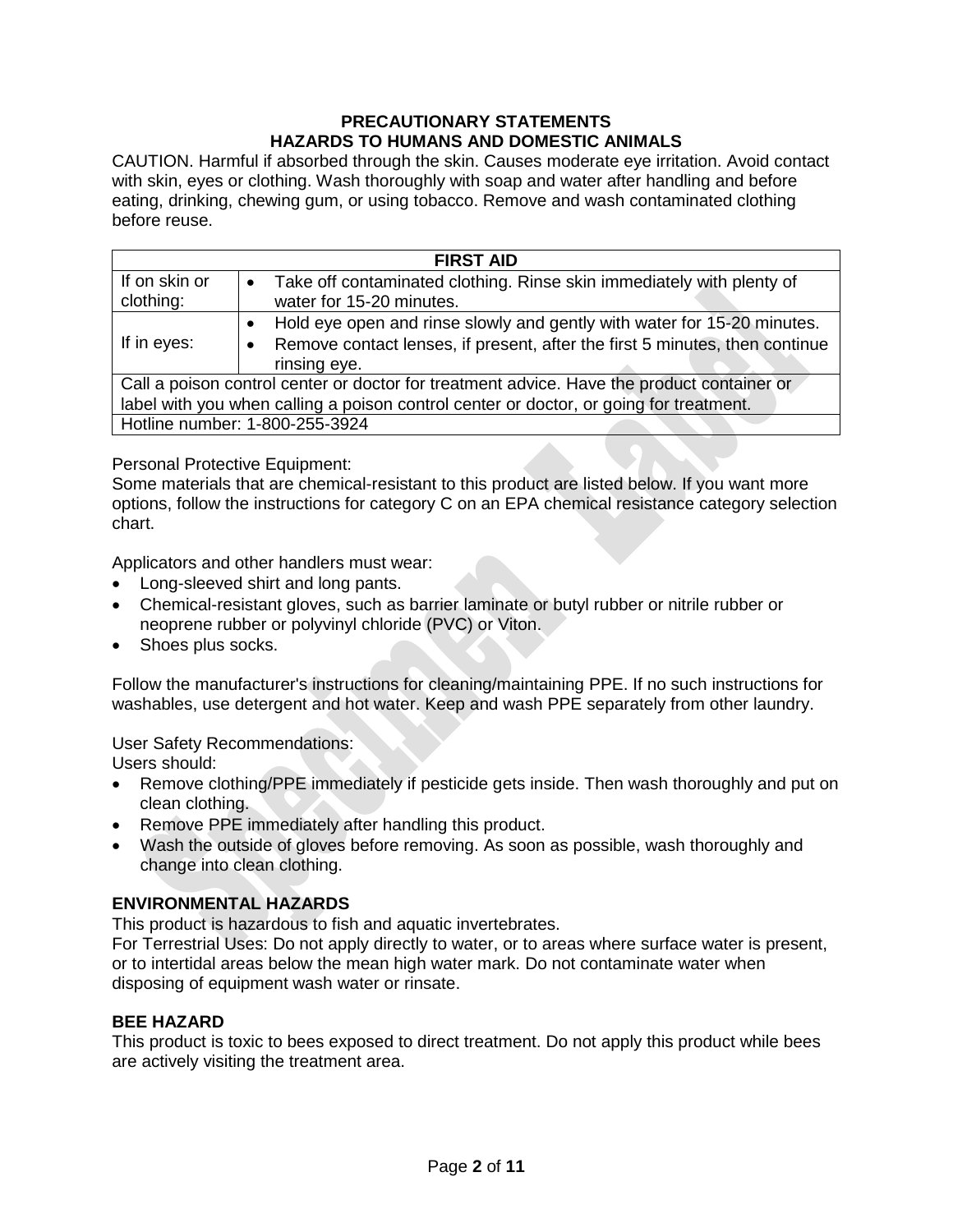**PRECAUTIONARY STATEMENTS**
**HAZARDS TO HUMANS AND DOMESTIC ANIMALS**

CAUTION. Harmful if absorbed through the skin. Causes moderate eye irritation. Avoid contact with skin, eyes or clothing. Wash thoroughly with soap and water after handling and before eating, drinking, chewing gum, or using tobacco. Remove and wash contaminated clothing before reuse.

| FIRST AID | |
|---|---|
| If on skin or clothing: | • Take off contaminated clothing. Rinse skin immediately with plenty of water for 15-20 minutes. |
| If in eyes: | • Hold eye open and rinse slowly and gently with water for 15-20 minutes.<br>• Remove contact lenses, if present, after the first 5 minutes, then continue rinsing eye. |
| Call a poison control center or doctor for treatment advice. Have the product container or label with you when calling a poison control center or doctor, or going for treatment. | |
| Hotline number: 1-800-255-3924 | |

Personal Protective Equipment:
Some materials that are chemical-resistant to this product are listed below. If you want more options, follow the instructions for category C on an EPA chemical resistance category selection chart.

Applicators and other handlers must wear:

- Long-sleeved shirt and long pants.
- Chemical-resistant gloves, such as barrier laminate or butyl rubber or nitrile rubber or neoprene rubber or polyvinyl chloride (PVC) or Viton.
- Shoes plus socks.

Follow the manufacturer's instructions for cleaning/maintaining PPE. If no such instructions for washables, use detergent and hot water. Keep and wash PPE separately from other laundry.

User Safety Recommendations:
Users should:

- Remove clothing/PPE immediately if pesticide gets inside. Then wash thoroughly and put on clean clothing.
- Remove PPE immediately after handling this product.
- Wash the outside of gloves before removing. As soon as possible, wash thoroughly and change into clean clothing.

**ENVIRONMENTAL HAZARDS**

This product is hazardous to fish and aquatic invertebrates.
For Terrestrial Uses: Do not apply directly to water, or to areas where surface water is present, or to intertidal areas below the mean high water mark. Do not contaminate water when disposing of equipment wash water or rinsate.

**BEE HAZARD**

This product is toxic to bees exposed to direct treatment. Do not apply this product while bees are actively visiting the treatment area.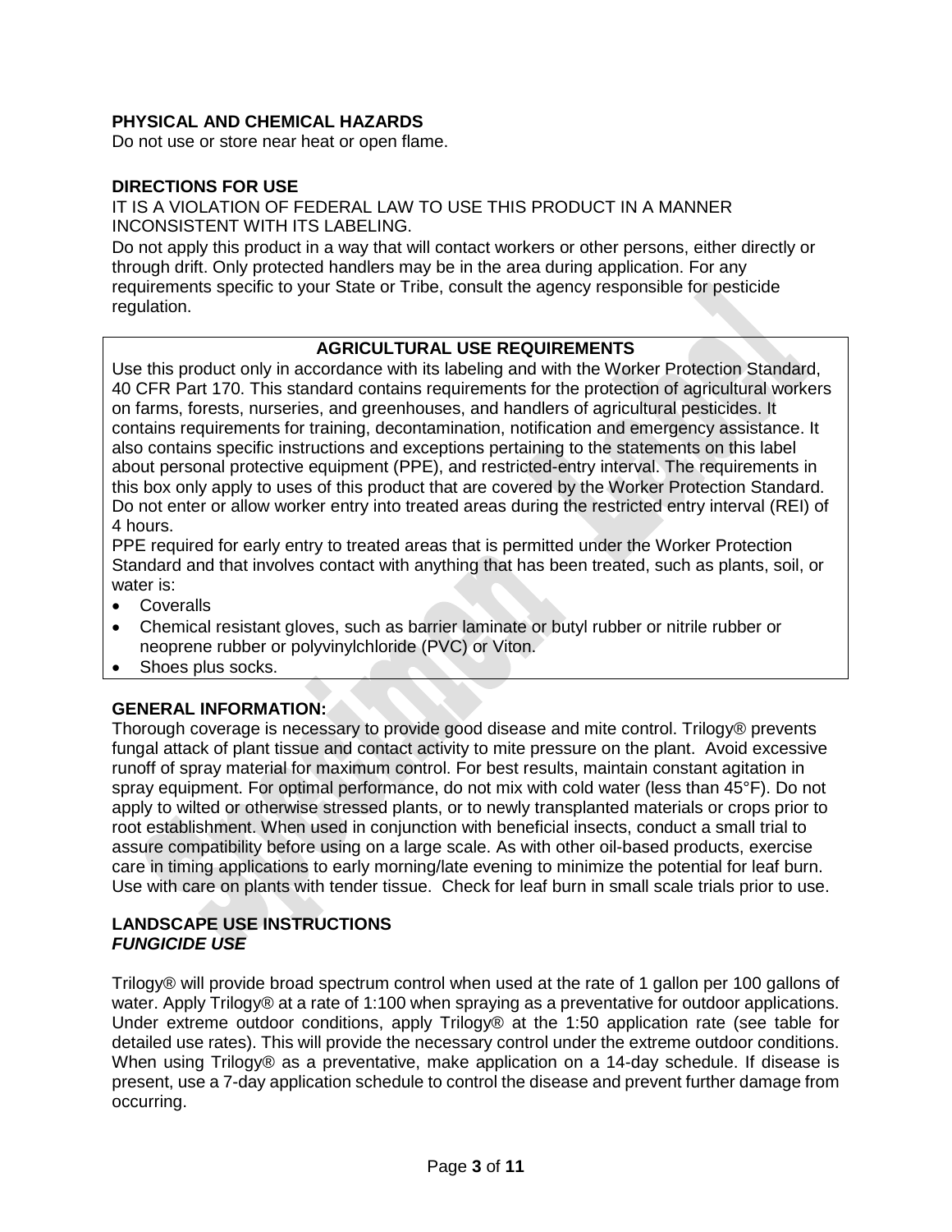**PHYSICAL AND CHEMICAL HAZARDS**

Do not use or store near heat or open flame.

**DIRECTIONS FOR USE**

IT IS A VIOLATION OF FEDERAL LAW TO USE THIS PRODUCT IN A MANNER INCONSISTENT WITH ITS LABELING.

Do not apply this product in a way that will contact workers or other persons, either directly or through drift. Only protected handlers may be in the area during application. For any requirements specific to your State or Tribe, consult the agency responsible for pesticide regulation.

**AGRICULTURAL USE REQUIREMENTS**

Use this product only in accordance with its labeling and with the Worker Protection Standard, 40 CFR Part 170. This standard contains requirements for the protection of agricultural workers on farms, forests, nurseries, and greenhouses, and handlers of agricultural pesticides. It contains requirements for training, decontamination, notification and emergency assistance. It also contains specific instructions and exceptions pertaining to the statements on this label about personal protective equipment (PPE), and restricted-entry interval. The requirements in this box only apply to uses of this product that are covered by the Worker Protection Standard.

Do not enter or allow worker entry into treated areas during the restricted entry interval (REI) of 4 hours.

PPE required for early entry to treated areas that is permitted under the Worker Protection Standard and that involves contact with anything that has been treated, such as plants, soil, or water is:

- Coveralls
- Chemical resistant gloves, such as barrier laminate or butyl rubber or nitrile rubber or neoprene rubber or polyvinylchloride (PVC) or Viton.
- Shoes plus socks.

**GENERAL INFORMATION:**

Thorough coverage is necessary to provide good disease and mite control. Trilogy® prevents fungal attack of plant tissue and contact activity to mite pressure on the plant. Avoid excessive runoff of spray material for maximum control. For best results, maintain constant agitation in spray equipment. For optimal performance, do not mix with cold water (less than 45°F). Do not apply to wilted or otherwise stressed plants, or to newly transplanted materials or crops prior to root establishment. When used in conjunction with beneficial insects, conduct a small trial to assure compatibility before using on a large scale. As with other oil-based products, exercise care in timing applications to early morning/late evening to minimize the potential for leaf burn. Use with care on plants with tender tissue. Check for leaf burn in small scale trials prior to use.

**LANDSCAPE USE INSTRUCTIONS**

***FUNGICIDE USE***

Trilogy® will provide broad spectrum control when used at the rate of 1 gallon per 100 gallons of water. Apply Trilogy® at a rate of 1:100 when spraying as a preventative for outdoor applications. Under extreme outdoor conditions, apply Trilogy® at the 1:50 application rate (see table for detailed use rates). This will provide the necessary control under the extreme outdoor conditions. When using Trilogy® as a preventative, make application on a 14-day schedule. If disease is present, use a 7-day application schedule to control the disease and prevent further damage from occurring.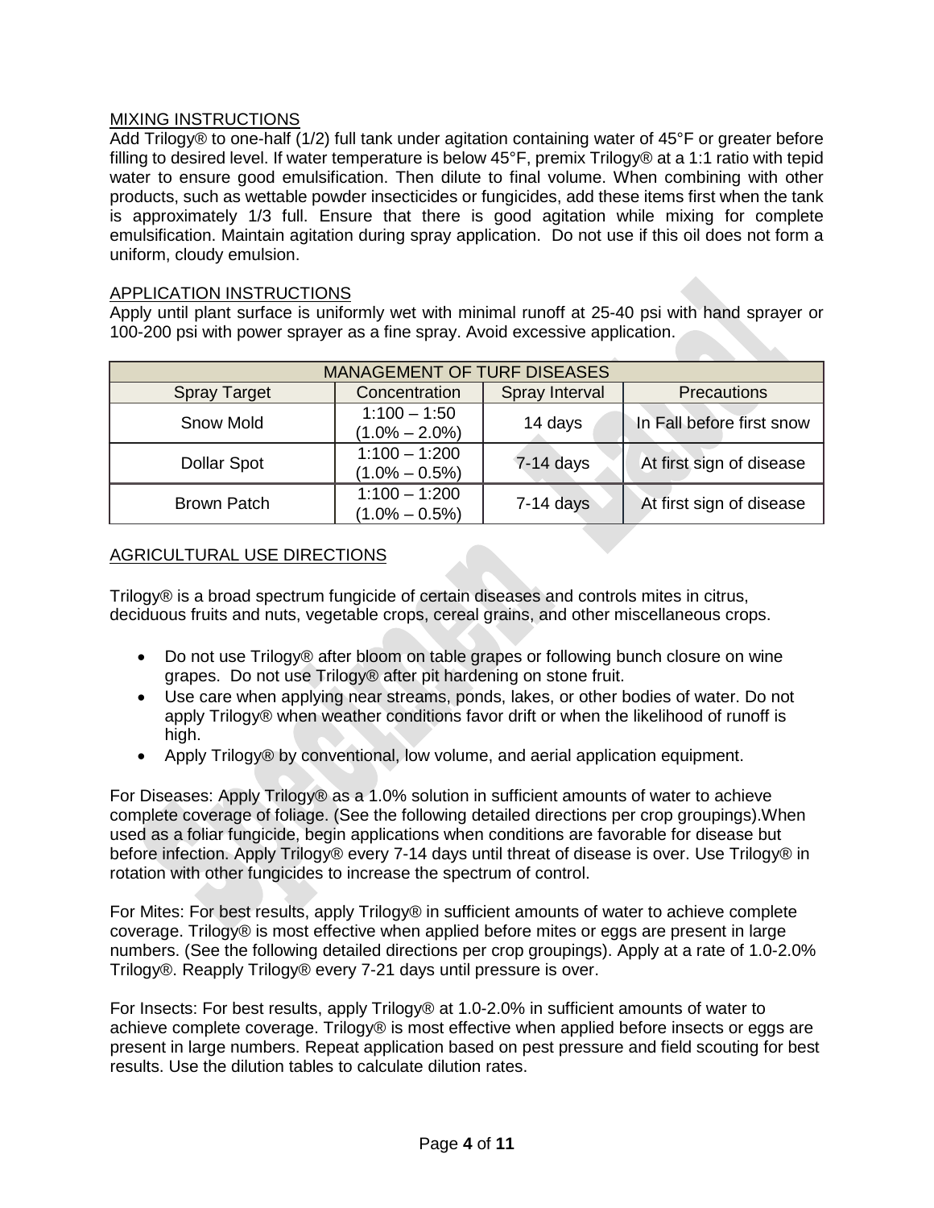MIXING INSTRUCTIONS

Add Trilogy® to one-half (1/2) full tank under agitation containing water of 45°F or greater before filling to desired level. If water temperature is below 45°F, premix Trilogy® at a 1:1 ratio with tepid water to ensure good emulsification. Then dilute to final volume. When combining with other products, such as wettable powder insecticides or fungicides, add these items first when the tank is approximately 1/3 full. Ensure that there is good agitation while mixing for complete emulsification. Maintain agitation during spray application. Do not use if this oil does not form a uniform, cloudy emulsion.

APPLICATION INSTRUCTIONS

Apply until plant surface is uniformly wet with minimal runoff at 25-40 psi with hand sprayer or 100-200 psi with power sprayer as a fine spray. Avoid excessive application.

| MANAGEMENT OF TURF DISEASES | | | |
|---|---|---|---|
| Spray Target | Concentration | Spray Interval | Precautions |
| Snow Mold | 1:100 – 1:50 (1.0% – 2.0%) | 14 days | In Fall before first snow |
| Dollar Spot | 1:100 – 1:200 (1.0% – 0.5%) | 7-14 days | At first sign of disease |
| Brown Patch | 1:100 – 1:200 (1.0% – 0.5%) | 7-14 days | At first sign of disease |

AGRICULTURAL USE DIRECTIONS

Trilogy® is a broad spectrum fungicide of certain diseases and controls mites in citrus, deciduous fruits and nuts, vegetable crops, cereal grains, and other miscellaneous crops.

- Do not use Trilogy® after bloom on table grapes or following bunch closure on wine grapes. Do not use Trilogy® after pit hardening on stone fruit.
- Use care when applying near streams, ponds, lakes, or other bodies of water. Do not apply Trilogy® when weather conditions favor drift or when the likelihood of runoff is high.
- Apply Trilogy® by conventional, low volume, and aerial application equipment.

For Diseases: Apply Trilogy® as a 1.0% solution in sufficient amounts of water to achieve complete coverage of foliage. (See the following detailed directions per crop groupings).When used as a foliar fungicide, begin applications when conditions are favorable for disease but before infection. Apply Trilogy® every 7-14 days until threat of disease is over. Use Trilogy® in rotation with other fungicides to increase the spectrum of control.

For Mites: For best results, apply Trilogy® in sufficient amounts of water to achieve complete coverage. Trilogy® is most effective when applied before mites or eggs are present in large numbers. (See the following detailed directions per crop groupings). Apply at a rate of 1.0-2.0% Trilogy®. Reapply Trilogy® every 7-21 days until pressure is over.

For Insects: For best results, apply Trilogy® at 1.0-2.0% in sufficient amounts of water to achieve complete coverage. Trilogy® is most effective when applied before insects or eggs are present in large numbers. Repeat application based on pest pressure and field scouting for best results. Use the dilution tables to calculate dilution rates.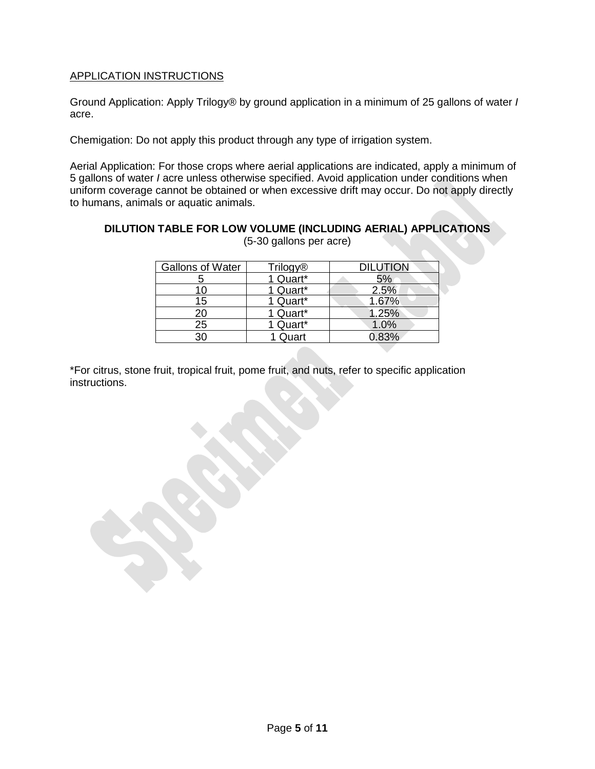APPLICATION INSTRUCTIONS

Ground Application: Apply Trilogy® by ground application in a minimum of 25 gallons of water / acre.

Chemigation: Do not apply this product through any type of irrigation system.

Aerial Application: For those crops where aerial applications are indicated, apply a minimum of 5 gallons of water / acre unless otherwise specified. Avoid application under conditions when uniform coverage cannot be obtained or when excessive drift may occur. Do not apply directly to humans, animals or aquatic animals.

**DILUTION TABLE FOR LOW VOLUME (INCLUDING AERIAL) APPLICATIONS**

(5-30 gallons per acre)

| Gallons of Water | Trilogy® | DILUTION |
|---|---|---|
| 5 | 1 Quart* | 5% |
| 10 | 1 Quart* | 2.5% |
| 15 | 1 Quart* | 1.67% |
| 20 | 1 Quart* | 1.25% |
| 25 | 1 Quart* | 1.0% |
| 30 | 1 Quart | 0.83% |

*For citrus, stone fruit, tropical fruit, pome fruit, and nuts, refer to specific application instructions.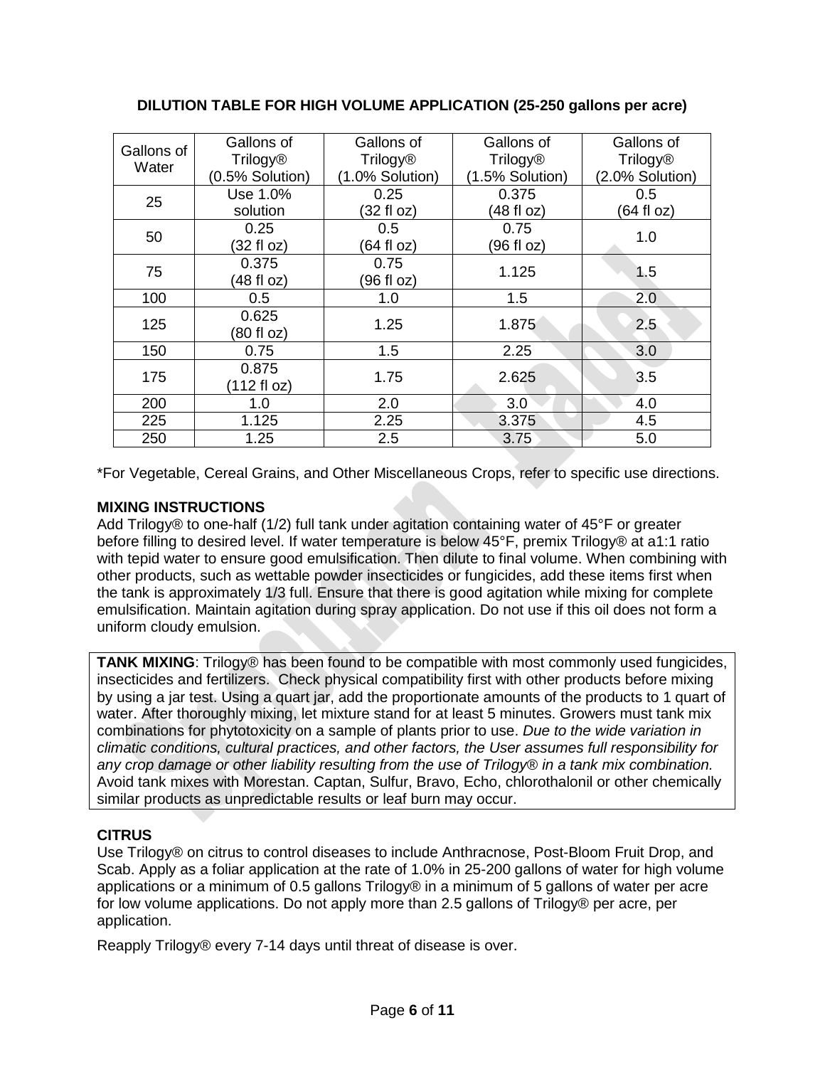**DILUTION TABLE FOR HIGH VOLUME APPLICATION (25-250 gallons per acre)**

| Gallons of Water | Gallons of Trilogy® (0.5% Solution) | Gallons of Trilogy® (1.0% Solution) | Gallons of Trilogy® (1.5% Solution) | Gallons of Trilogy® (2.0% Solution) |
|---|---|---|---|---|
| 25 | Use 1.0% solution | 0.25 (32 fl oz) | 0.375 (48 fl oz) | 0.5 (64 fl oz) |
| 50 | 0.25 (32 fl oz) | 0.5 (64 fl oz) | 0.75 (96 fl oz) | 1.0 |
| 75 | 0.375 (48 fl oz) | 0.75 (96 fl oz) | 1.125 | 1.5 |
| 100 | 0.5 | 1.0 | 1.5 | 2.0 |
| 125 | 0.625 (80 fl oz) | 1.25 | 1.875 | 2.5 |
| 150 | 0.75 | 1.5 | 2.25 | 3.0 |
| 175 | 0.875 (112 fl oz) | 1.75 | 2.625 | 3.5 |
| 200 | 1.0 | 2.0 | 3.0 | 4.0 |
| 225 | 1.125 | 2.25 | 3.375 | 4.5 |
| 250 | 1.25 | 2.5 | 3.75 | 5.0 |

*For Vegetable, Cereal Grains, and Other Miscellaneous Crops, refer to specific use directions.

**MIXING INSTRUCTIONS**

Add Trilogy® to one-half (1/2) full tank under agitation containing water of 45°F or greater before filling to desired level. If water temperature is below 45°F, premix Trilogy® at a1:1 ratio with tepid water to ensure good emulsification. Then dilute to final volume. When combining with other products, such as wettable powder insecticides or fungicides, add these items first when the tank is approximately 1/3 full. Ensure that there is good agitation while mixing for complete emulsification. Maintain agitation during spray application. Do not use if this oil does not form a uniform cloudy emulsion.

**TANK MIXING**: Trilogy® has been found to be compatible with most commonly used fungicides, insecticides and fertilizers. Check physical compatibility first with other products before mixing by using a jar test. Using a quart jar, add the proportionate amounts of the products to 1 quart of water. After thoroughly mixing, let mixture stand for at least 5 minutes. Growers must tank mix combinations for phytotoxicity on a sample of plants prior to use. *Due to the wide variation in climatic conditions, cultural practices, and other factors, the User assumes full responsibility for any crop damage or other liability resulting from the use of Trilogy® in a tank mix combination.* Avoid tank mixes with Morestan. Captan, Sulfur, Bravo, Echo, chlorothalonil or other chemically similar products as unpredictable results or leaf burn may occur.

**CITRUS**

Use Trilogy® on citrus to control diseases to include Anthracnose, Post-Bloom Fruit Drop, and Scab. Apply as a foliar application at the rate of 1.0% in 25-200 gallons of water for high volume applications or a minimum of 0.5 gallons Trilogy® in a minimum of 5 gallons of water per acre for low volume applications. Do not apply more than 2.5 gallons of Trilogy® per acre, per application.

Reapply Trilogy® every 7-14 days until threat of disease is over.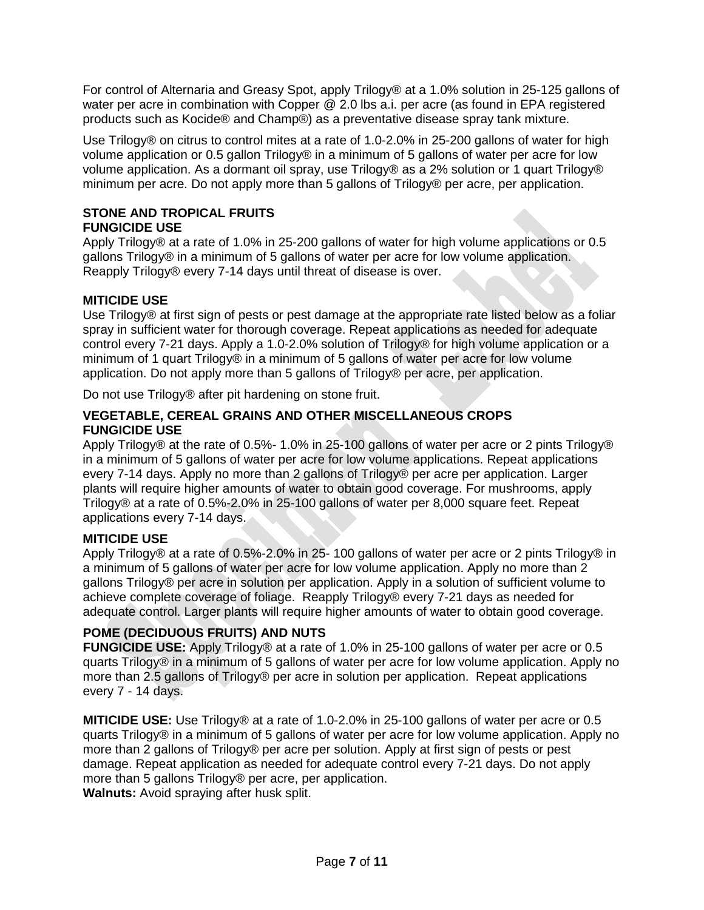For control of Alternaria and Greasy Spot, apply Trilogy® at a 1.0% solution in 25-125 gallons of water per acre in combination with Copper @ 2.0 lbs a.i. per acre (as found in EPA registered products such as Kocide® and Champ®) as a preventative disease spray tank mixture.

Use Trilogy® on citrus to control mites at a rate of 1.0-2.0% in 25-200 gallons of water for high volume application or 0.5 gallon Trilogy® in a minimum of 5 gallons of water per acre for low volume application. As a dormant oil spray, use Trilogy® as a 2% solution or 1 quart Trilogy® minimum per acre. Do not apply more than 5 gallons of Trilogy® per acre, per application.

**STONE AND TROPICAL FRUITS**
**FUNGICIDE USE**

Apply Trilogy® at a rate of 1.0% in 25-200 gallons of water for high volume applications or 0.5 gallons Trilogy® in a minimum of 5 gallons of water per acre for low volume application. Reapply Trilogy® every 7-14 days until threat of disease is over.

**MITICIDE USE**

Use Trilogy® at first sign of pests or pest damage at the appropriate rate listed below as a foliar spray in sufficient water for thorough coverage. Repeat applications as needed for adequate control every 7-21 days. Apply a 1.0-2.0% solution of Trilogy® for high volume application or a minimum of 1 quart Trilogy® in a minimum of 5 gallons of water per acre for low volume application. Do not apply more than 5 gallons of Trilogy® per acre, per application.

Do not use Trilogy® after pit hardening on stone fruit.

**VEGETABLE, CEREAL GRAINS AND OTHER MISCELLANEOUS CROPS**
**FUNGICIDE USE**

Apply Trilogy® at the rate of 0.5%- 1.0% in 25-100 gallons of water per acre or 2 pints Trilogy® in a minimum of 5 gallons of water per acre for low volume applications. Repeat applications every 7-14 days. Apply no more than 2 gallons of Trilogy® per acre per application. Larger plants will require higher amounts of water to obtain good coverage. For mushrooms, apply Trilogy® at a rate of 0.5%-2.0% in 25-100 gallons of water per 8,000 square feet. Repeat applications every 7-14 days.

**MITICIDE USE**

Apply Trilogy® at a rate of 0.5%-2.0% in 25- 100 gallons of water per acre or 2 pints Trilogy® in a minimum of 5 gallons of water per acre for low volume application. Apply no more than 2 gallons Trilogy® per acre in solution per application. Apply in a solution of sufficient volume to achieve complete coverage of foliage. Reapply Trilogy® every 7-21 days as needed for adequate control. Larger plants will require higher amounts of water to obtain good coverage.

**POME (DECIDUOUS FRUITS) AND NUTS**

**FUNGICIDE USE:** Apply Trilogy® at a rate of 1.0% in 25-100 gallons of water per acre or 0.5 quarts Trilogy® in a minimum of 5 gallons of water per acre for low volume application. Apply no more than 2.5 gallons of Trilogy® per acre in solution per application. Repeat applications every 7 - 14 days.

**MITICIDE USE:** Use Trilogy® at a rate of 1.0-2.0% in 25-100 gallons of water per acre or 0.5 quarts Trilogy® in a minimum of 5 gallons of water per acre for low volume application. Apply no more than 2 gallons of Trilogy® per acre per solution. Apply at first sign of pests or pest damage. Repeat application as needed for adequate control every 7-21 days. Do not apply more than 5 gallons Trilogy® per acre, per application.

**Walnuts:** Avoid spraying after husk split.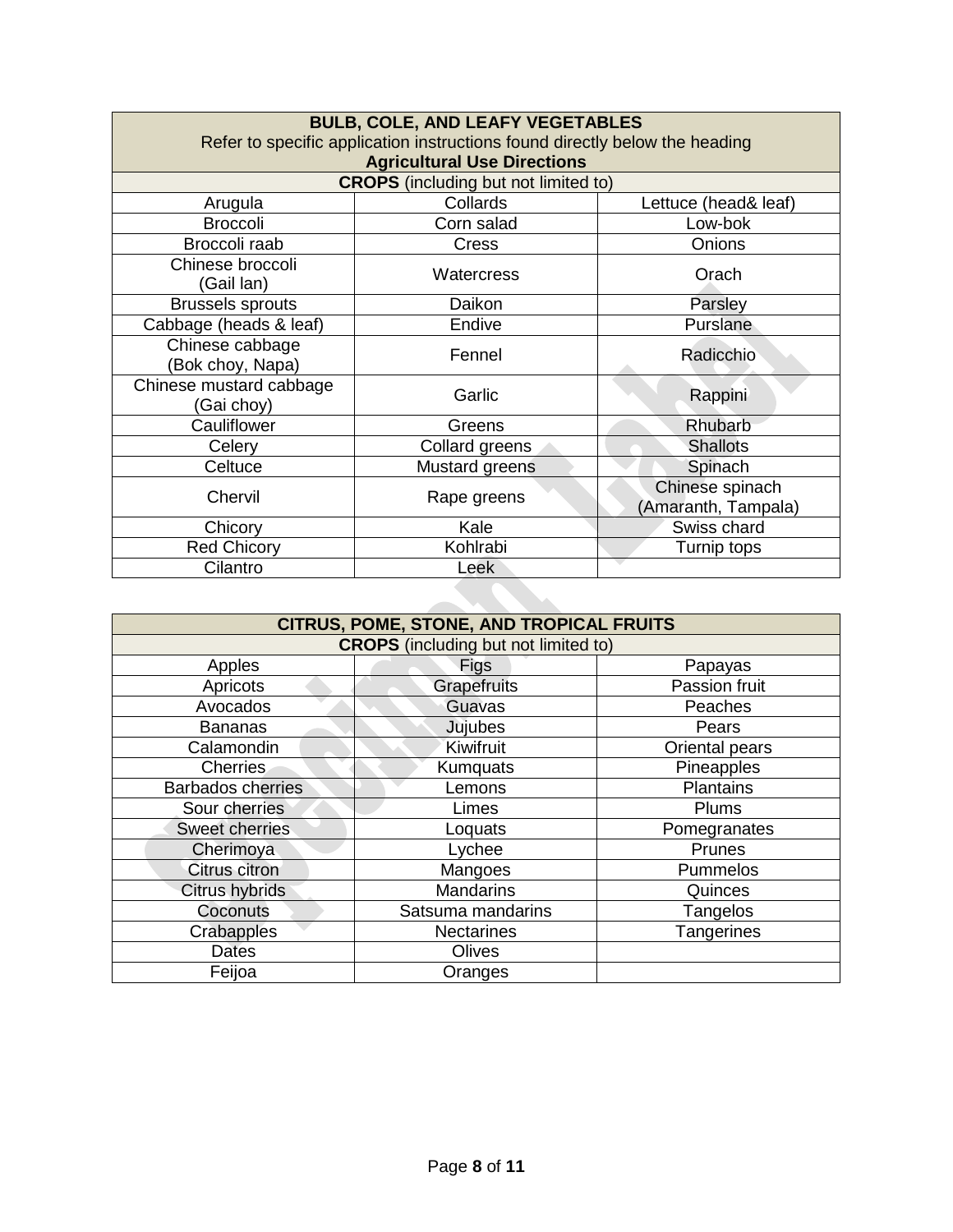| BULL, COLE, AND LEAFY VEGETABLES<br>Refer to specific application instructions found directly below the heading<br>**Agricultural Use Directions** | | |
|---|---|---|
| **CROPS** (including but not limited to) | | |
| Arugula | Collards | Lettuce (head& leaf) |
| Broccoli | Corn salad | Low-bok |
| Broccoli raab | Cress | Onions |
| Chinese broccoli (Gail lan) | Watercress | Orach |
| Brussels sprouts | Daikon | Parsley |
| Cabbage (heads & leaf) | Endive | Purslane |
| Chinese cabbage (Bok choy, Napa) | Fennel | Radicchio |
| Chinese mustard cabbage (Gai choy) | Garlic | Rappini |
| Cauliflower | Greens | Rhubarb |
| Celery | Collard greens | Shallots |
| Celtuce | Mustard greens | Spinach |
| Chervil | Rape greens | Chinese spinach (Amaranth, Tampala) |
| Chicory | Kale | Swiss chard |
| Red Chicory | Kohlrabi | Turnip tops |
| Cilantro | Leek | |

| CITRUS, POME, STONE, AND TROPICAL FRUITS | | |
|---|---|---|
| **CROPS** (including but not limited to) | | |
| Apples | Figs | Papayas |
| Apricots | Grapefruits | Passion fruit |
| Avocados | Guavas | Peaches |
| Bananas | Jujubes | Pears |
| Calamondin | Kiwifruit | Oriental pears |
| Cherries | Kumquats | Pineapples |
| Barbados cherries | Lemons | Plantains |
| Sour cherries | Limes | Plums |
| Sweet cherries | Loquats | Pomegranates |
| Cherimoya | Lychee | Prunes |
| Citrus citron | Mangoes | Pummelos |
| Citrus hybrids | Mandarins | Quinces |
| Coconuts | Satsuma mandarins | Tangelos |
| Crabapples | Nectarines | Tangerines |
| Dates | Olives | |
| Feijoa | Oranges | |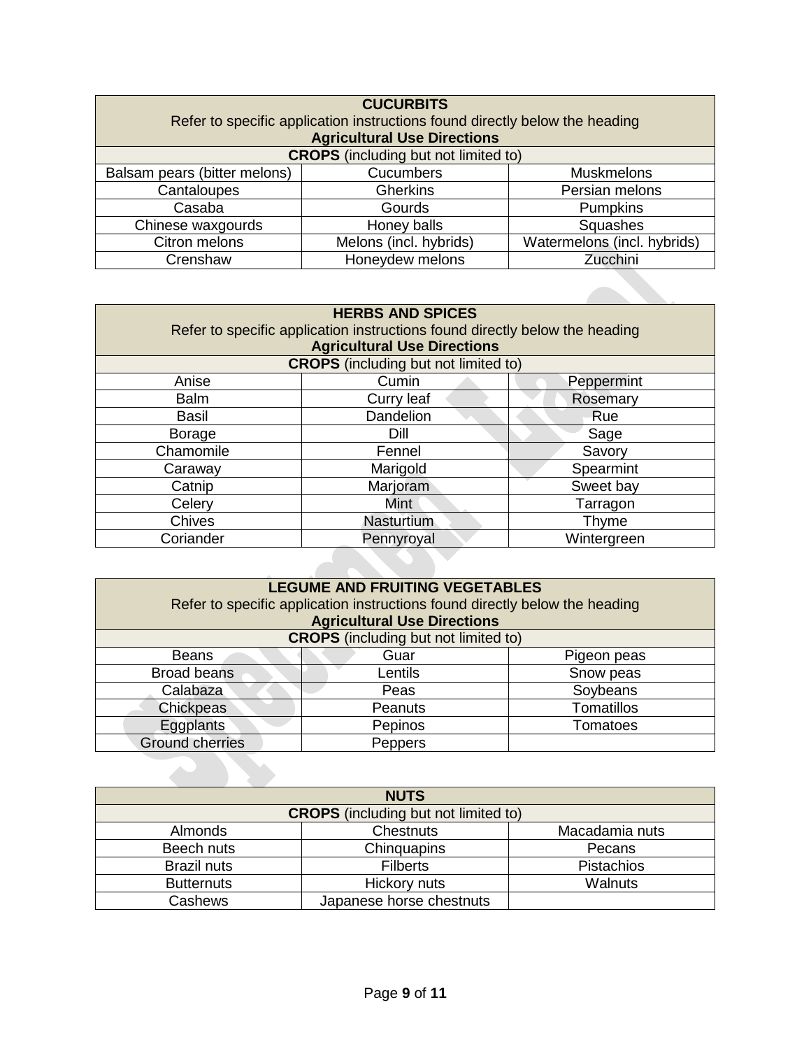| CUCURBITS<br>Refer to specific application instructions found directly below the heading<br>**Agricultural Use Directions** | | |
|---|---|---|
| **CROPS** (including but not limited to) | | |
| Balsam pears (bitter melons) | Cucumbers | Muskmelons |
| Cantaloupes | Gherkins | Persian melons |
| Casaba | Gourds | Pumpkins |
| Chinese waxgourds | Honey balls | Squashes |
| Citron melons | Melons (incl. hybrids) | Watermelons (incl. hybrids) |
| Crenshaw | Honeydew melons | Zucchini |

| HERBS AND SPICES<br>Refer to specific application instructions found directly below the heading<br>**Agricultural Use Directions** | | |
|---|---|---|
| **CROPS** (including but not limited to) | | |
| Anise | Cumin | Peppermint |
| Balm | Curry leaf | Rosemary |
| Basil | Dandelion | Rue |
| Borage | Dill | Sage |
| Chamomile | Fennel | Savory |
| Caraway | Marigold | Spearmint |
| Catnip | Marjoram | Sweet bay |
| Celery | Mint | Tarragon |
| Chives | Nasturtium | Thyme |
| Coriander | Pennyroyal | Wintergreen |

| LEGUME AND FRUITING VEGETABLES<br>Refer to specific application instructions found directly below the heading<br>**Agricultural Use Directions** | | |
|---|---|---|
| **CROPS** (including but not limited to) | | |
| Beans | Guar | Pigeon peas |
| Broad beans | Lentils | Snow peas |
| Calabaza | Peas | Soybeans |
| Chickpeas | Peanuts | Tomatillos |
| Eggplants | Pepinos | Tomatoes |
| Ground cherries | Peppers | |

| NUTS | | |
|---|---|---|
| **CROPS** (including but not limited to) | | |
| Almonds | Chestnuts | Macadamia nuts |
| Beech nuts | Chinquapins | Pecans |
| Brazil nuts | Filberts | Pistachios |
| Butternuts | Hickory nuts | Walnuts |
| Cashews | Japanese horse chestnuts | |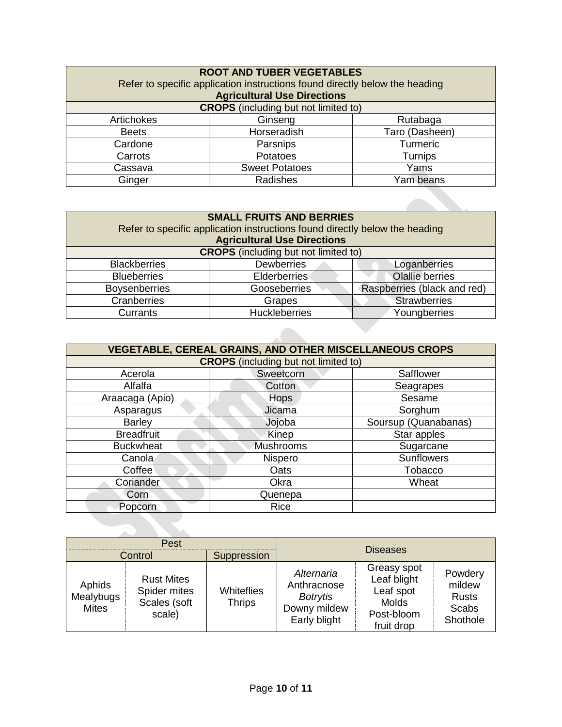| ROOT AND TUBER VEGETABLES<br>Refer to specific application instructions found directly below the heading<br>**Agricultural Use Directions** | | |
|---|---|---|
| **CROPS** (including but not limited to) | | |
| Artichokes | Ginseng | Rutabaga |
| Beets | Horseradish | Taro (Dasheen) |
| Cardone | Parsnips | Turmeric |
| Carrots | Potatoes | Turnips |
| Cassava | Sweet Potatoes | Yams |
| Ginger | Radishes | Yam beans |

| SMALL FRUITS AND BERRIES<br>Refer to specific application instructions found directly below the heading<br>**Agricultural Use Directions** | | |
|---|---|---|
| **CROPS** (including but not limited to) | | |
| Blackberries | Dewberries | Loganberries |
| Blueberries | Elderberries | Olallie berries |
| Boysenberries | Gooseberries | Raspberries (black and red) |
| Cranberries | Grapes | Strawberries |
| Currants | Huckleberries | Youngberries |

| VEGETABLE, CEREAL GRAINS, AND OTHER MISCELLANEOUS CROPS | | |
|---|---|---|
| **CROPS** (including but not limited to) | | |
| Acerola | Sweetcorn | Safflower |
| Alfalfa | Cotton | Seagrapes |
| Araacaga (Apio) | Hops | Sesame |
| Asparagus | Jicama | Sorghum |
| Barley | Jojoba | Soursup (Quanabanas) |
| Breadfruit | Kinep | Star apples |
| Buckwheat | Mushrooms | Sugarcane |
| Canola | Nispero | Sunflowers |
| Coffee | Oats | Tobacco |
| Coriander | Okra | Wheat |
| Corn | Quenepa | |
| Popcorn | Rice | |

| Pest | | | Diseases | | |
|---|---|---|---|---|---|
| Control | | Suppression | | | |
| Aphids<br>Mealybugs<br>Mites | Rust Mites<br>Spider mites<br>Scales (soft scale) | Whiteflies<br>Thrips | *Alternaria*<br>Anthracnose<br>*Botrytis*<br>Downy mildew<br>Early blight | Greasy spot<br>Leaf blight<br>Leaf spot<br>Molds<br>Post-bloom fruit drop | Powdery mildew<br>Rusts<br>Scabs<br>Shothole |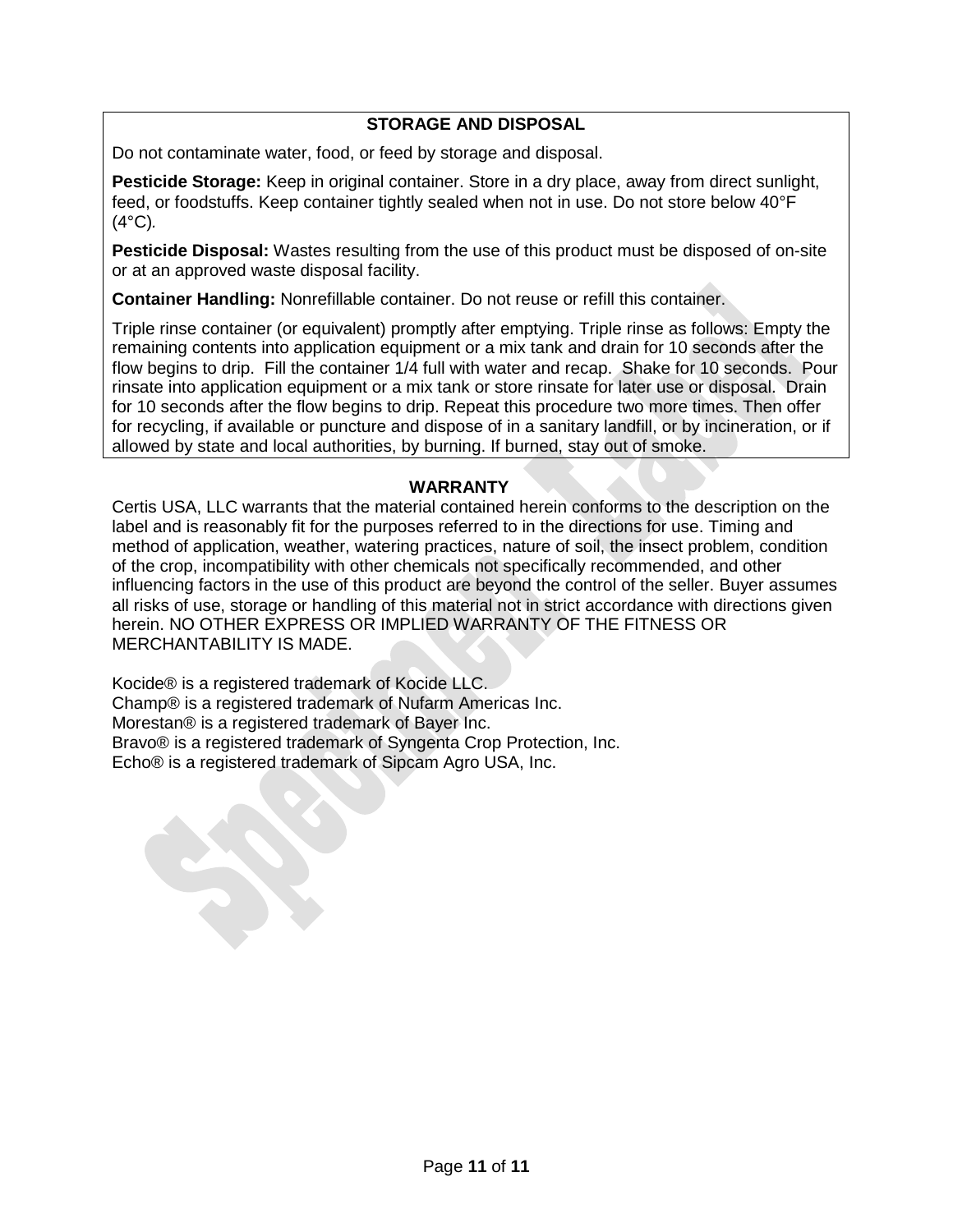## STORAGE AND DISPOSAL

Do not contaminate water, food, or feed by storage and disposal.

**Pesticide Storage:** Keep in original container. Store in a dry place, away from direct sunlight, feed, or foodstuffs. Keep container tightly sealed when not in use. Do not store below 40°F (4°C).

**Pesticide Disposal:** Wastes resulting from the use of this product must be disposed of on-site or at an approved waste disposal facility.

**Container Handling:** Nonrefillable container. Do not reuse or refill this container.

Triple rinse container (or equivalent) promptly after emptying. Triple rinse as follows: Empty the remaining contents into application equipment or a mix tank and drain for 10 seconds after the flow begins to drip. Fill the container 1/4 full with water and recap. Shake for 10 seconds. Pour rinsate into application equipment or a mix tank or store rinsate for later use or disposal. Drain for 10 seconds after the flow begins to drip. Repeat this procedure two more times. Then offer for recycling, if available or puncture and dispose of in a sanitary landfill, or by incineration, or if allowed by state and local authorities, by burning. If burned, stay out of smoke.

## WARRANTY

Certis USA, LLC warrants that the material contained herein conforms to the description on the label and is reasonably fit for the purposes referred to in the directions for use. Timing and method of application, weather, watering practices, nature of soil, the insect problem, condition of the crop, incompatibility with other chemicals not specifically recommended, and other influencing factors in the use of this product are beyond the control of the seller. Buyer assumes all risks of use, storage or handling of this material not in strict accordance with directions given herein. NO OTHER EXPRESS OR IMPLIED WARRANTY OF THE FITNESS OR MERCHANTABILITY IS MADE.

Kocide® is a registered trademark of Kocide LLC.
Champ® is a registered trademark of Nufarm Americas Inc.
Morestan® is a registered trademark of Bayer Inc.
Bravo® is a registered trademark of Syngenta Crop Protection, Inc.
Echo® is a registered trademark of Sipcam Agro USA, Inc.